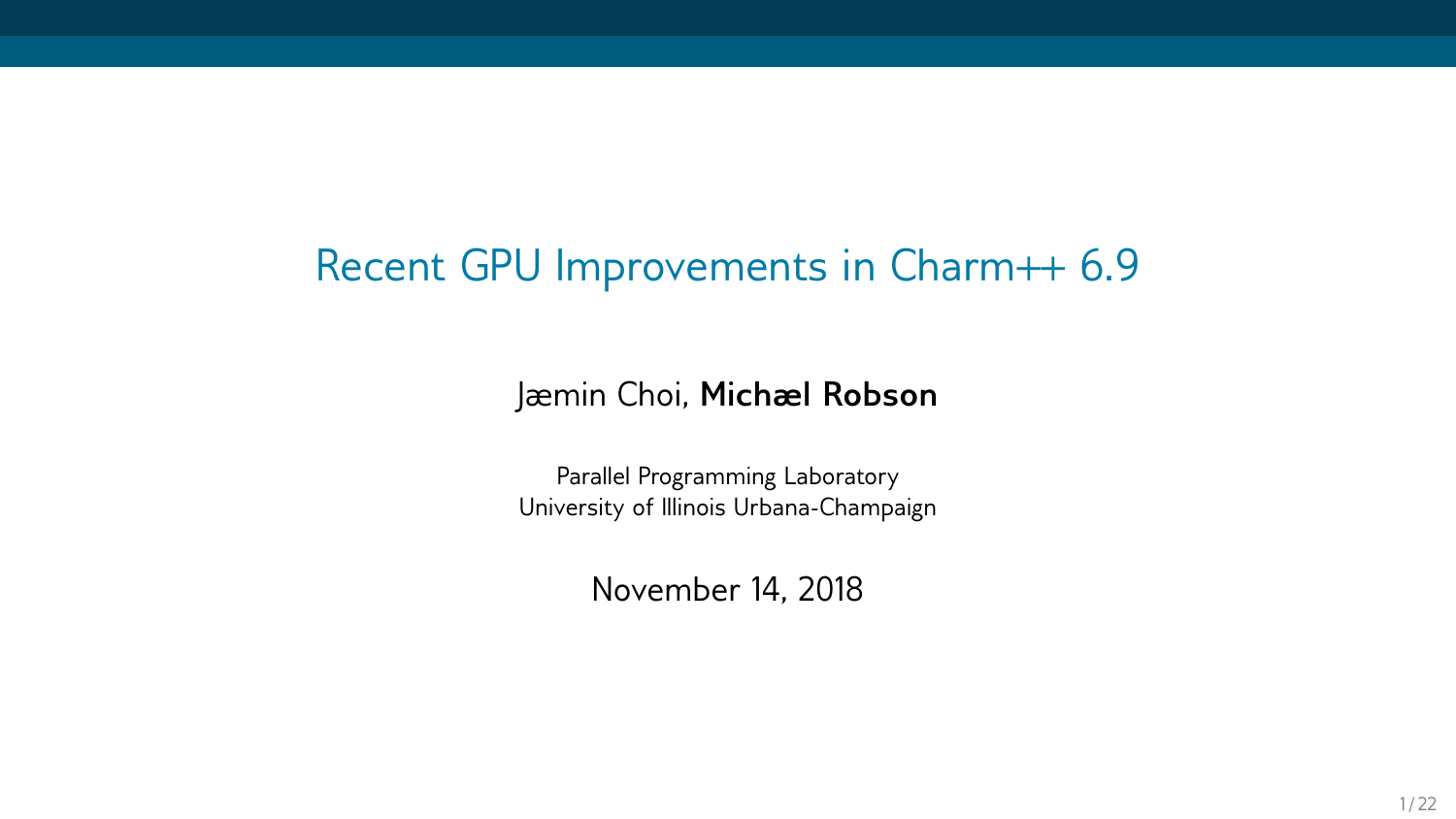# Recent GPU Improvements in Charm++ 6.9

Jæmin Choi, **Michæl Robson**

Parallel Programming Laboratory
University of Illinois Urbana-Champaign

November 14, 2018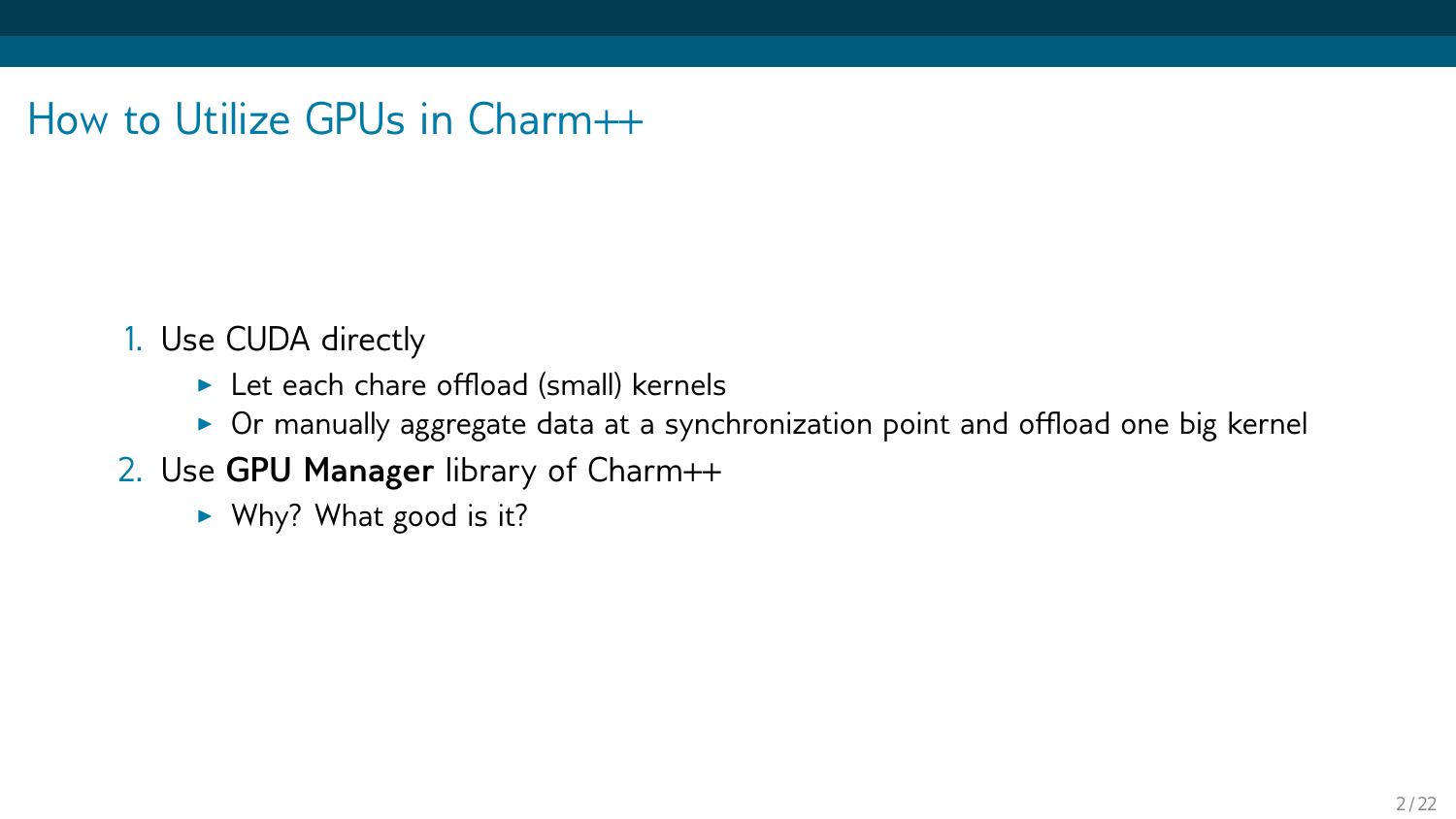# How to Utilize GPUs in Charm++

1. Use CUDA directly
   - Let each chare offload (small) kernels
   - Or manually aggregate data at a synchronization point and offload one big kernel
2. Use **GPU Manager** library of Charm++
   - Why? What good is it?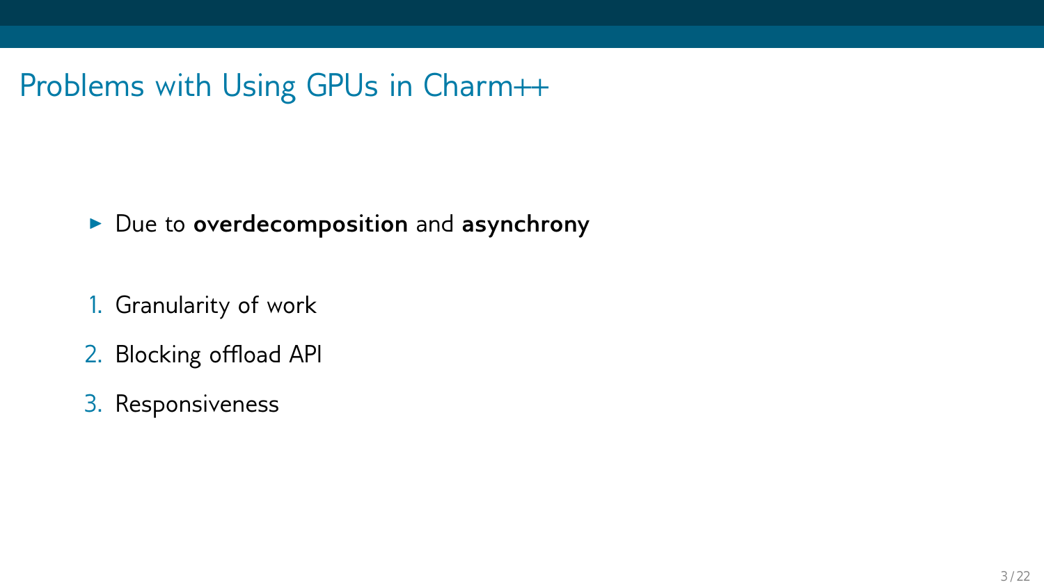# Problems with Using GPUs in Charm++

- Due to **overdecomposition** and **asynchrony**

1. Granularity of work
2. Blocking offload API
3. Responsiveness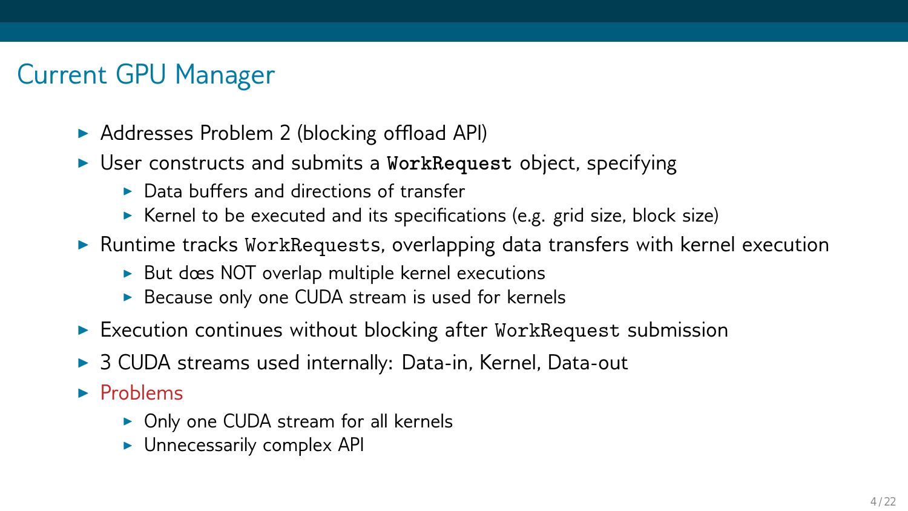# Current GPU Manager

- Addresses Problem 2 (blocking offload API)
- User constructs and submits a `WorkRequest` object, specifying
  - Data buffers and directions of transfer
  - Kernel to be executed and its specifications (e.g. grid size, block size)
- Runtime tracks `WorkRequests`, overlapping data transfers with kernel execution
  - But dœs NOT overlap multiple kernel executions
  - Because only one CUDA stream is used for kernels
- Execution continues without blocking after `WorkRequest` submission
- 3 CUDA streams used internally: Data-in, Kernel, Data-out
- Problems
  - Only one CUDA stream for all kernels
  - Unnecessarily complex API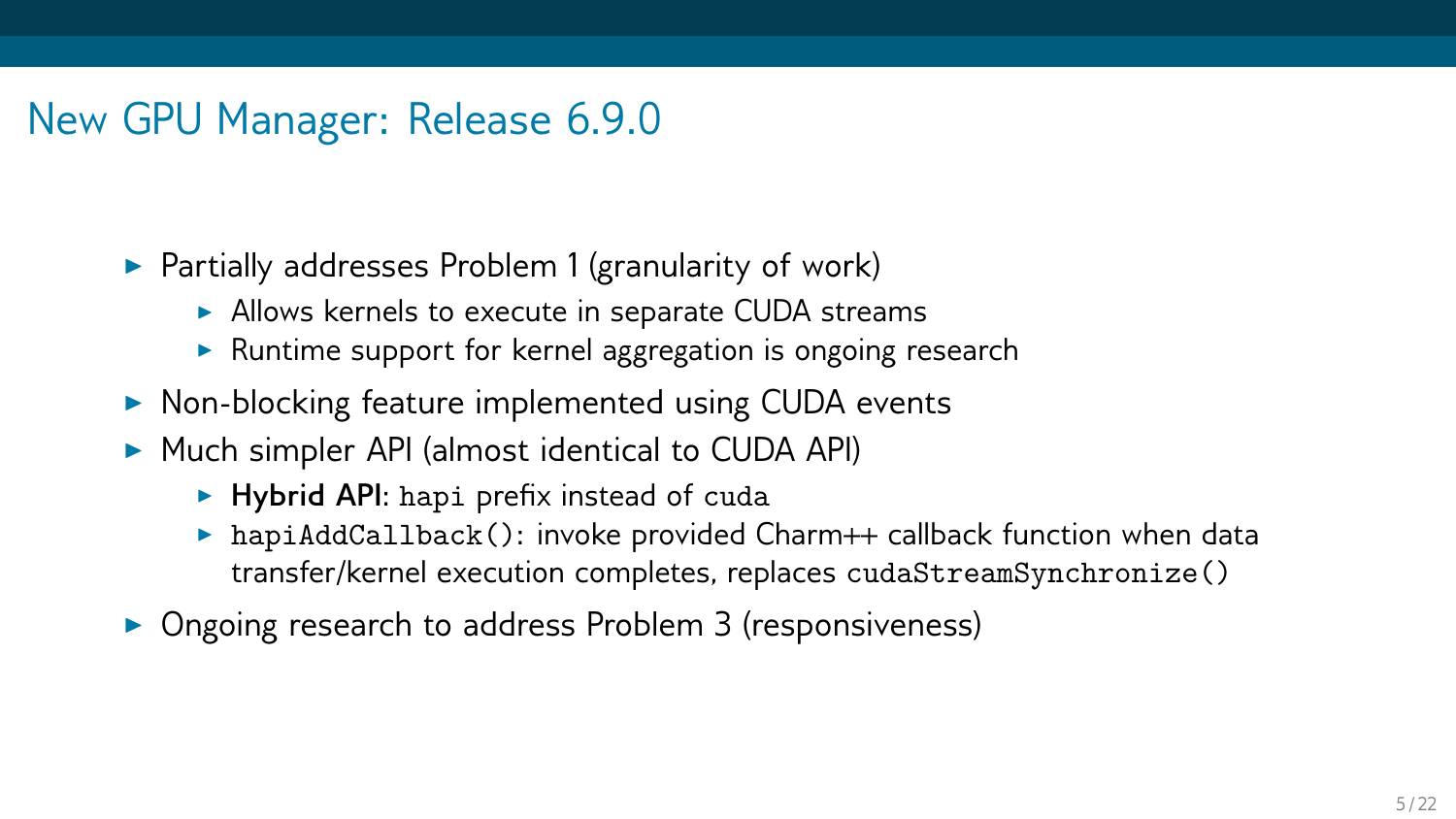# New GPU Manager: Release 6.9.0

- Partially addresses Problem 1 (granularity of work)
  - Allows kernels to execute in separate CUDA streams
  - Runtime support for kernel aggregation is ongoing research
- Non-blocking feature implemented using CUDA events
- Much simpler API (almost identical to CUDA API)
  - **Hybrid API**: `hapi` prefix instead of `cuda`
  - `hapiAddCallback()`: invoke provided Charm++ callback function when data transfer/kernel execution completes, replaces `cudaStreamSynchronize()`
- Ongoing research to address Problem 3 (responsiveness)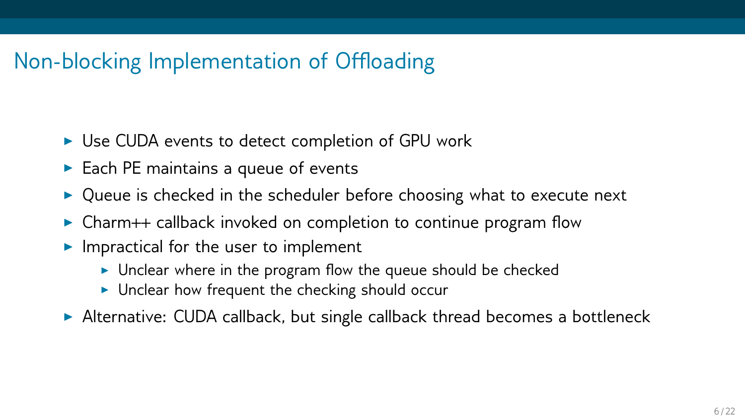# Non-blocking Implementation of Offloading

- Use CUDA events to detect completion of GPU work
- Each PE maintains a queue of events
- Queue is checked in the scheduler before choosing what to execute next
- Charm++ callback invoked on completion to continue program flow
- Impractical for the user to implement
  - Unclear where in the program flow the queue should be checked
  - Unclear how frequent the checking should occur
- Alternative: CUDA callback, but single callback thread becomes a bottleneck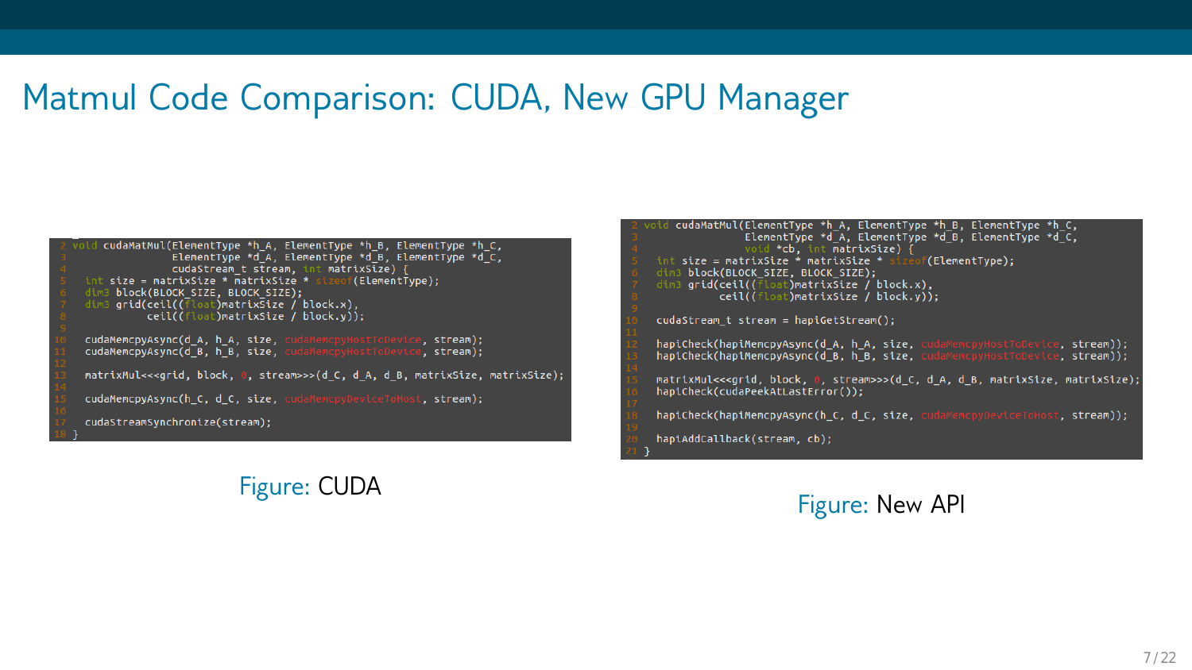# Matmul Code Comparison: CUDA, New GPU Manager

```cpp
void cudaMatMul(ElementType *h_A, ElementType *h_B, ElementType *h_C,
                ElementType *d_A, ElementType *d_B, ElementType *d_C,
                cudaStream_t stream, int matrixSize) {
  int size = matrixSize * matrixSize * sizeof(ElementType);
  dim3 block(BLOCK_SIZE, BLOCK_SIZE);
  dim3 grid(ceil((float)matrixSize / block.x),
            ceil((float)matrixSize / block.y));

  cudaMemcpyAsync(d_A, h_A, size, cudaMemcpyHostToDevice, stream);
  cudaMemcpyAsync(d_B, h_B, size, cudaMemcpyHostToDevice, stream);

  matrixMul<<<grid, block, 0, stream>>>(d_C, d_A, d_B, matrixSize, matrixSize);

  cudaMemcpyAsync(h_C, d_C, size, cudaMemcpyDeviceToHost, stream);

  cudaStreamSynchronize(stream);
}
```

Figure: CUDA

```cpp
void cudaMatMul(ElementType *h_A, ElementType *h_B, ElementType *h_C,
                ElementType *d_A, ElementType *d_B, ElementType *d_C,
                void *cb, int matrixSize) {
  int size = matrixSize * matrixSize * sizeof(ElementType);
  dim3 block(BLOCK_SIZE, BLOCK_SIZE);
  dim3 grid(ceil((float)matrixSize / block.x),
            ceil((float)matrixSize / block.y));

  cudaStream_t stream = hapiGetStream();

  hapiCheck(hapiMemcpyAsync(d_A, h_A, size, cudaMemcpyHostToDevice, stream));
  hapiCheck(hapiMemcpyAsync(d_B, h_B, size, cudaMemcpyHostToDevice, stream));

  matrixMul<<<grid, block, 0, stream>>>(d_C, d_A, d_B, matrixSize, matrixSize);
  hapiCheck(cudaPeekAtLastError());

  hapiCheck(hapiMemcpyAsync(h_C, d_C, size, cudaMemcpyDeviceToHost, stream));

  hapiAddCallback(stream, cb);
}
```

Figure: New API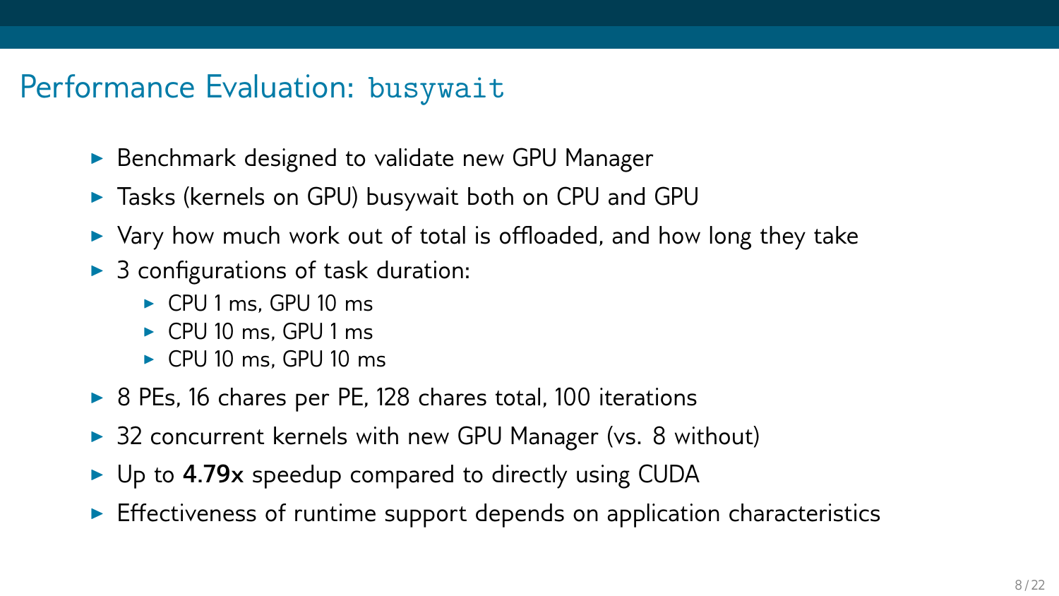# Performance Evaluation: `busywait`

- Benchmark designed to validate new GPU Manager
- Tasks (kernels on GPU) busywait both on CPU and GPU
- Vary how much work out of total is offloaded, and how long they take
- 3 configurations of task duration:
  - CPU 1 ms, GPU 10 ms
  - CPU 10 ms, GPU 1 ms
  - CPU 10 ms, GPU 10 ms
- 8 PEs, 16 chares per PE, 128 chares total, 100 iterations
- 32 concurrent kernels with new GPU Manager (vs. 8 without)
- Up to **4.79x** speedup compared to directly using CUDA
- Effectiveness of runtime support depends on application characteristics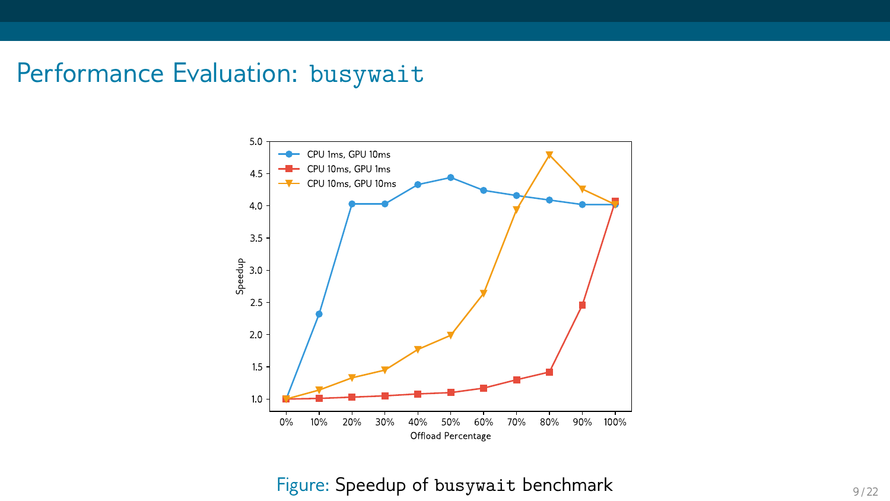# Performance Evaluation: `busywait`

Figure: Speedup of `busywait` benchmark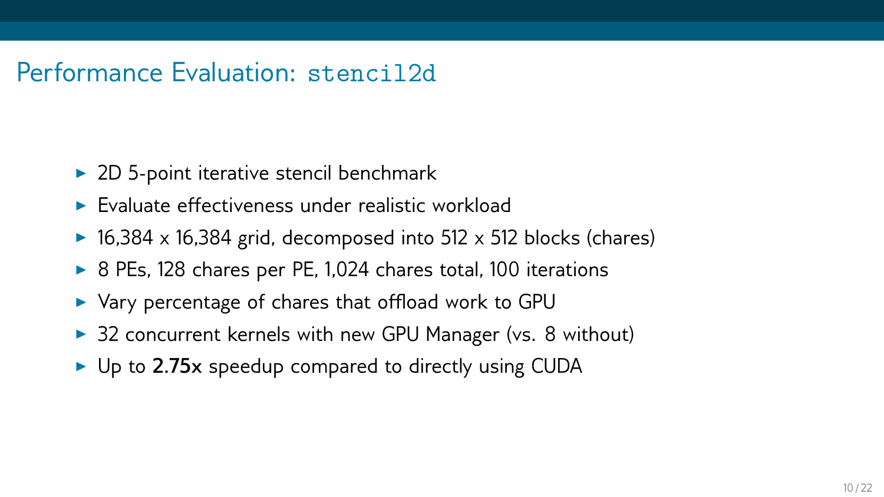# Performance Evaluation: `stencil2d`

- 2D 5-point iterative stencil benchmark
- Evaluate effectiveness under realistic workload
- 16,384 x 16,384 grid, decomposed into 512 x 512 blocks (chares)
- 8 PEs, 128 chares per PE, 1,024 chares total, 100 iterations
- Vary percentage of chares that offload work to GPU
- 32 concurrent kernels with new GPU Manager (vs. 8 without)
- Up to **2.75x** speedup compared to directly using CUDA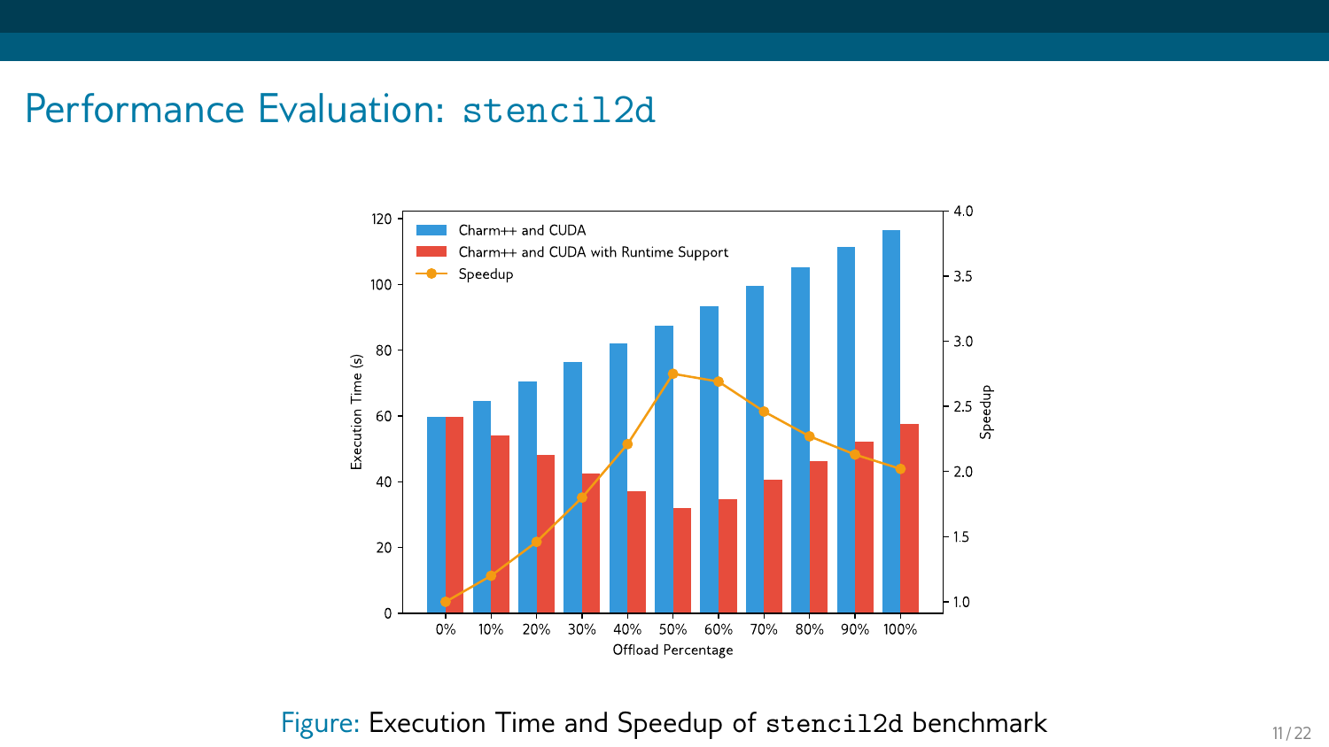# Performance Evaluation: `stencil2d`

Figure: Execution Time and Speedup of `stencil2d` benchmark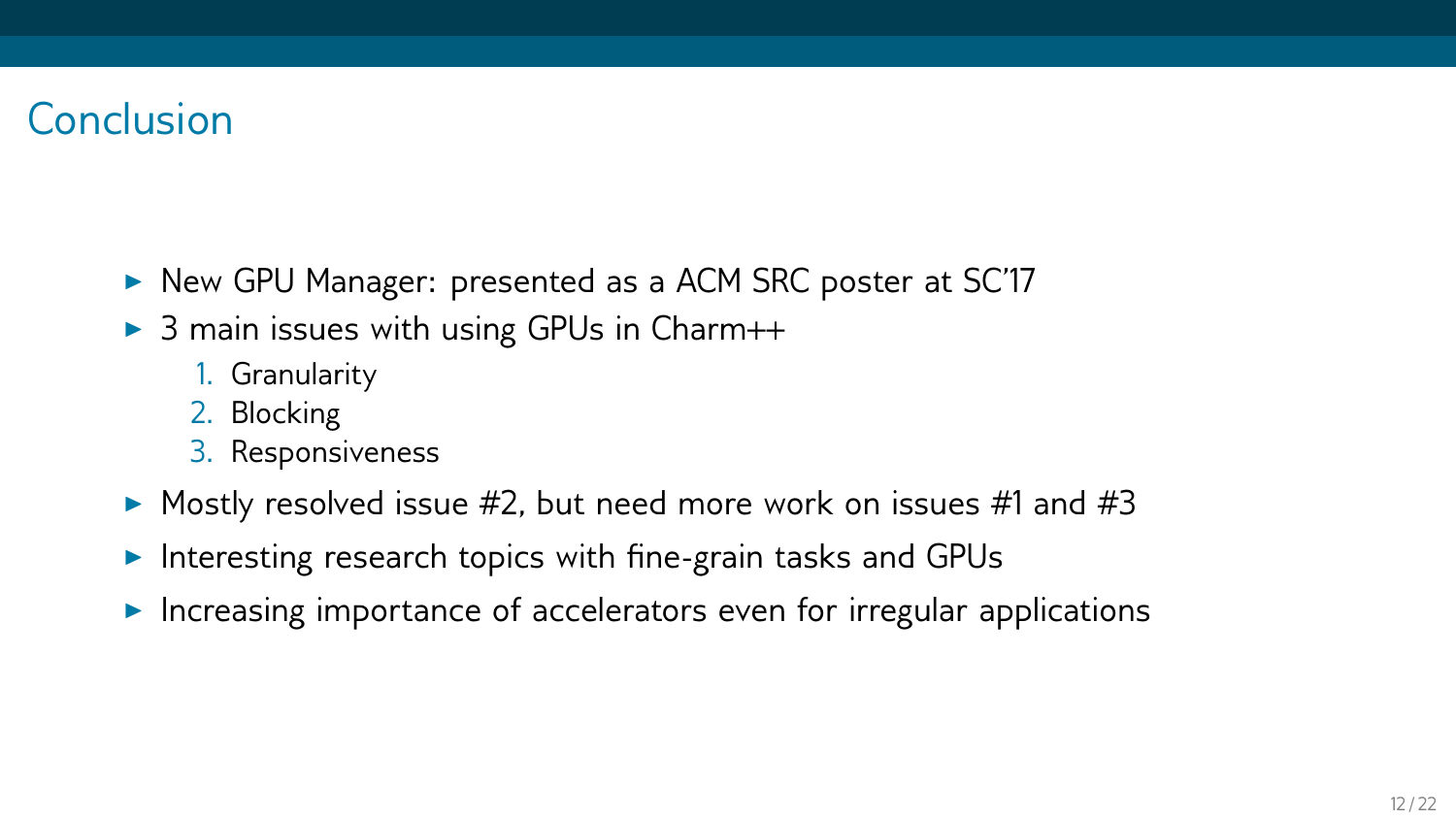# Conclusion

- New GPU Manager: presented as a ACM SRC poster at SC'17
- 3 main issues with using GPUs in Charm++
  1. Granularity
  2. Blocking
  3. Responsiveness
- Mostly resolved issue #2, but need more work on issues #1 and #3
- Interesting research topics with fine-grain tasks and GPUs
- Increasing importance of accelerators even for irregular applications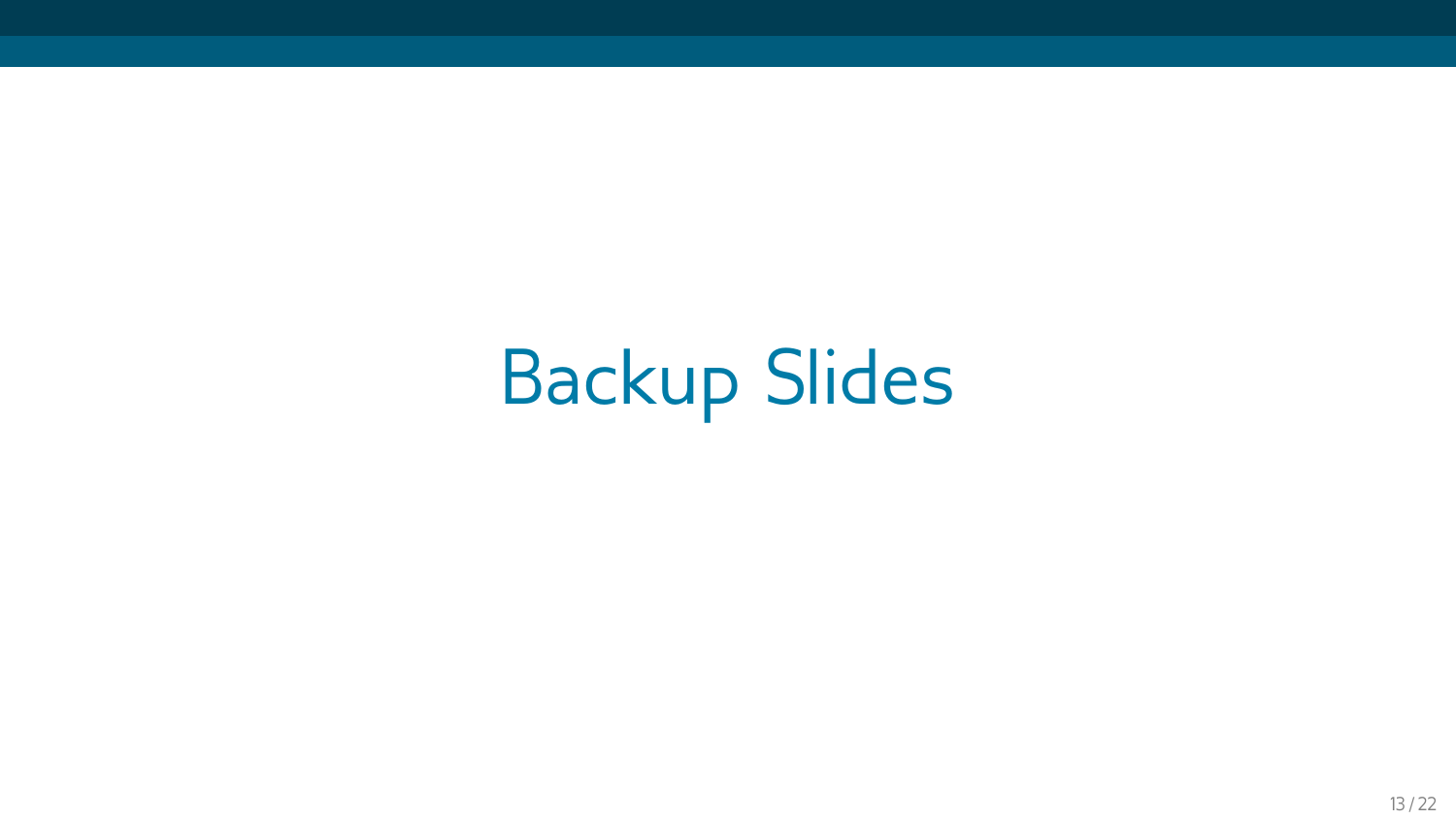# Backup Slides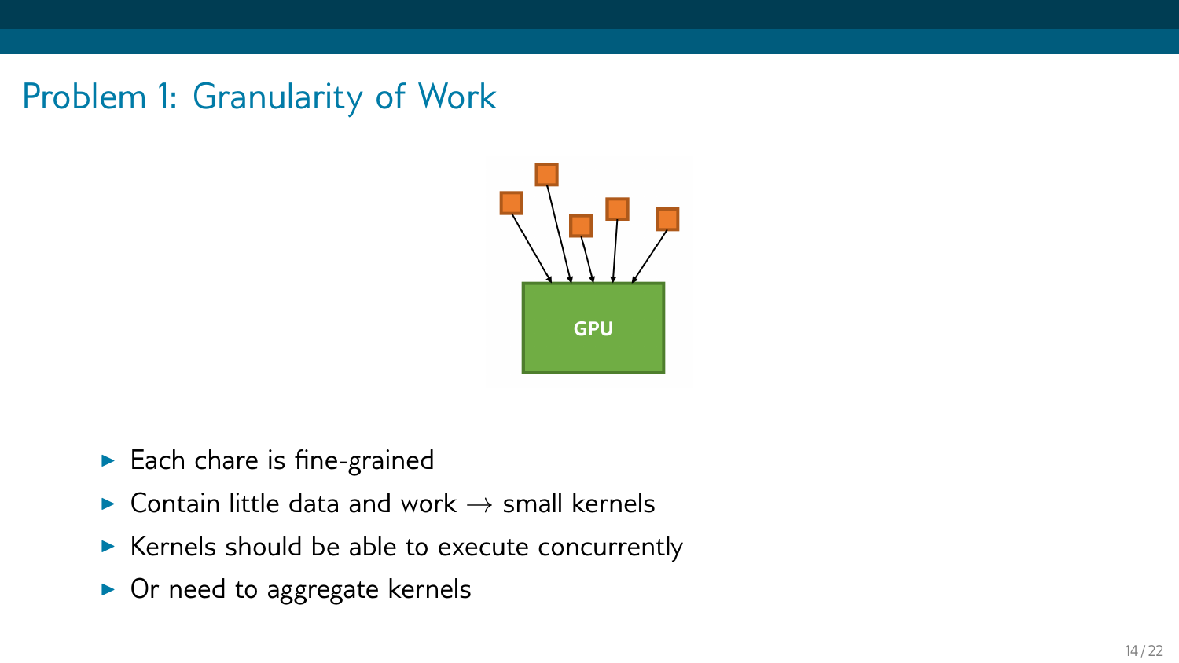# Problem 1: Granularity of Work

GPU

- Each chare is fine-grained
- Contain little data and work $\rightarrow$ small kernels
- Kernels should be able to execute concurrently
- Or need to aggregate kernels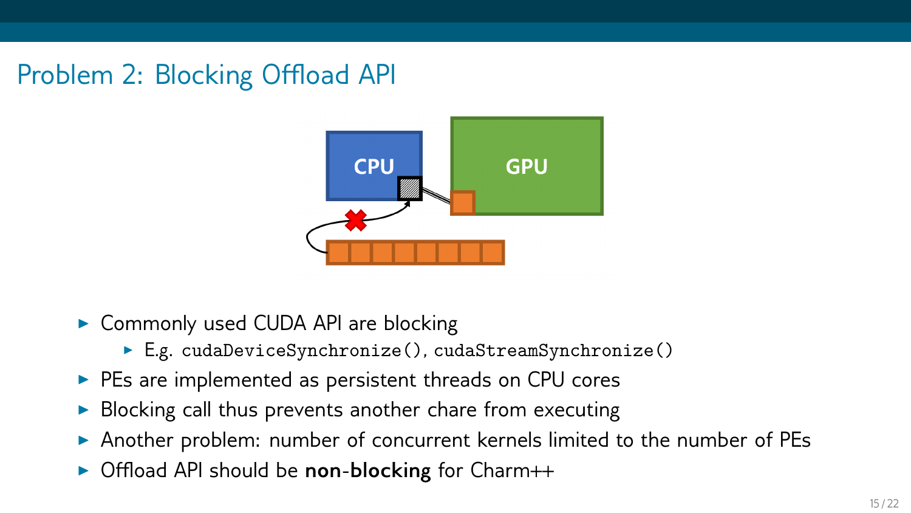## Problem 2: Blocking Offload API

- Commonly used CUDA API are blocking
  - E.g. `cudaDeviceSynchronize()`, `cudaStreamSynchronize()`
- PEs are implemented as persistent threads on CPU cores
- Blocking call thus prevents another chare from executing
- Another problem: number of concurrent kernels limited to the number of PEs
- Offload API should be **non-blocking** for Charm++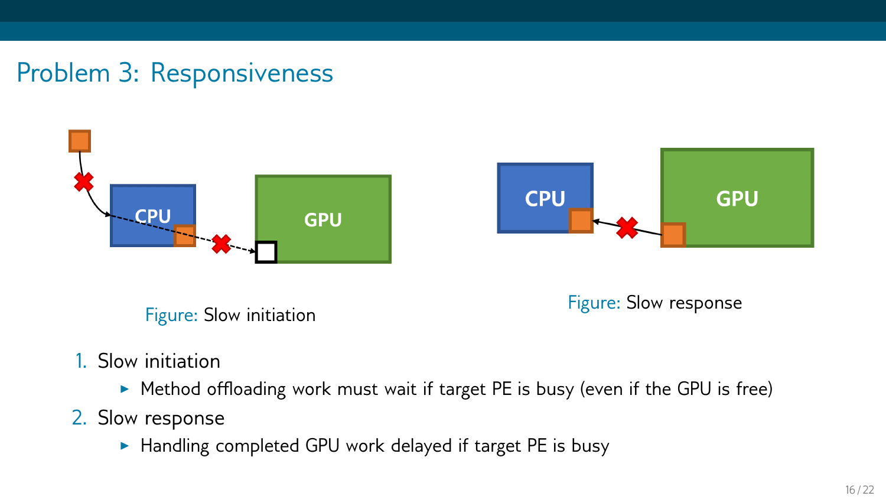## Problem 3: Responsiveness

Figure: Slow initiation

Figure: Slow response

1. Slow initiation
   - Method offloading work must wait if target PE is busy (even if the GPU is free)
2. Slow response
   - Handling completed GPU work delayed if target PE is busy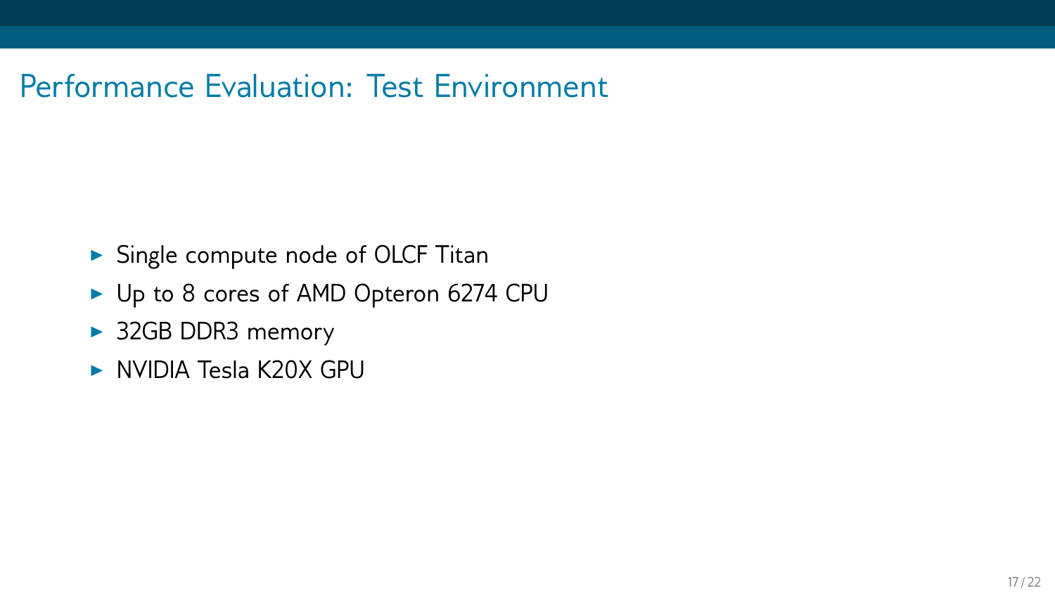# Performance Evaluation: Test Environment

- Single compute node of OLCF Titan
- Up to 8 cores of AMD Opteron 6274 CPU
- 32GB DDR3 memory
- NVIDIA Tesla K20X GPU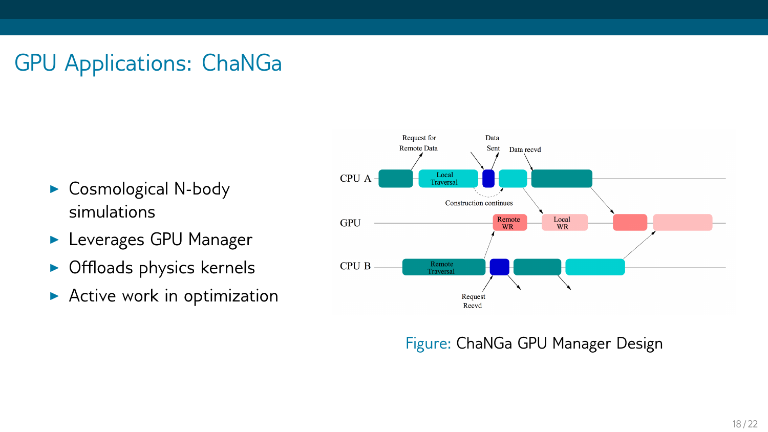# GPU Applications: ChaNGa

- Cosmological N-body simulations
- Leverages GPU Manager
- Offloads physics kernels
- Active work in optimization

Figure: ChaNGa GPU Manager Design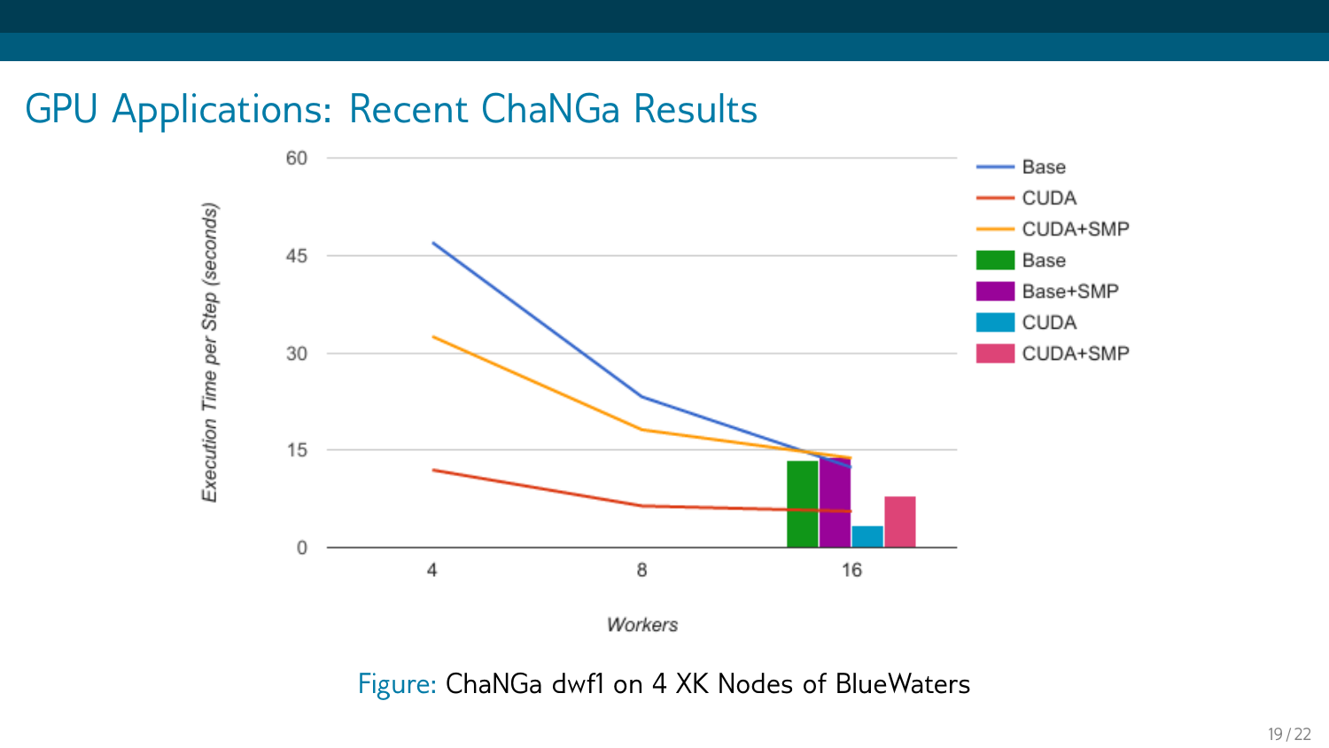# GPU Applications: Recent ChaNGa Results

Figure: ChaNGa dwf1 on 4 XK Nodes of BlueWaters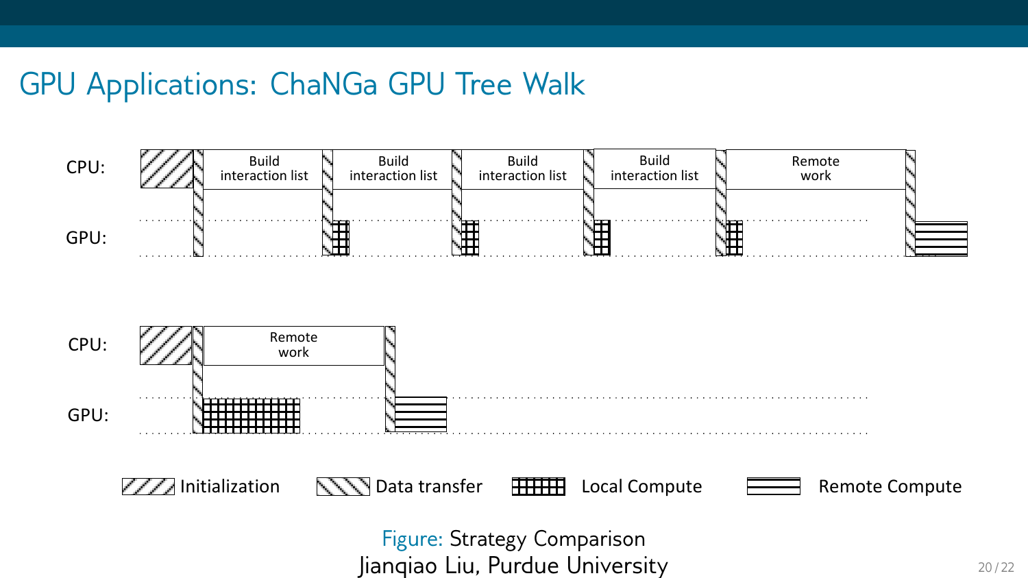# GPU Applications: ChaNGa GPU Tree Walk

CPU: | Build interaction list | Build interaction list | Build interaction list | Build interaction list | Remote work

GPU:

CPU: | Remote work

GPU:

Initialization · Data transfer · Local Compute · Remote Compute

Figure: Strategy Comparison
Jianqiao Liu, Purdue University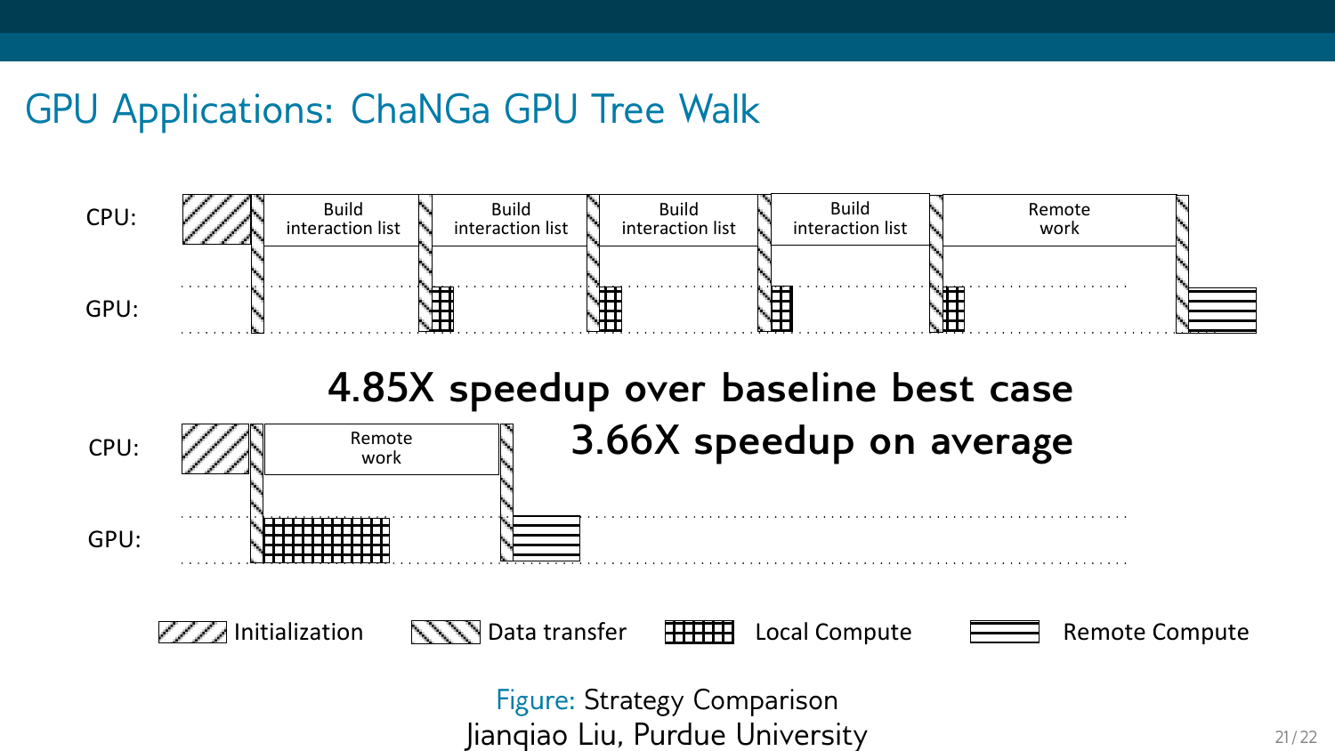# GPU Applications: ChaNGa GPU Tree Walk

CPU: Build interaction list | Build interaction list | Build interaction list | Build interaction list | Remote work

GPU:

**4.85X speedup over baseline best case**

CPU: Remote work

**3.66X speedup on average**

GPU:

Initialization | Data transfer | Local Compute | Remote Compute

Figure: Strategy Comparison
Jianqiao Liu, Purdue University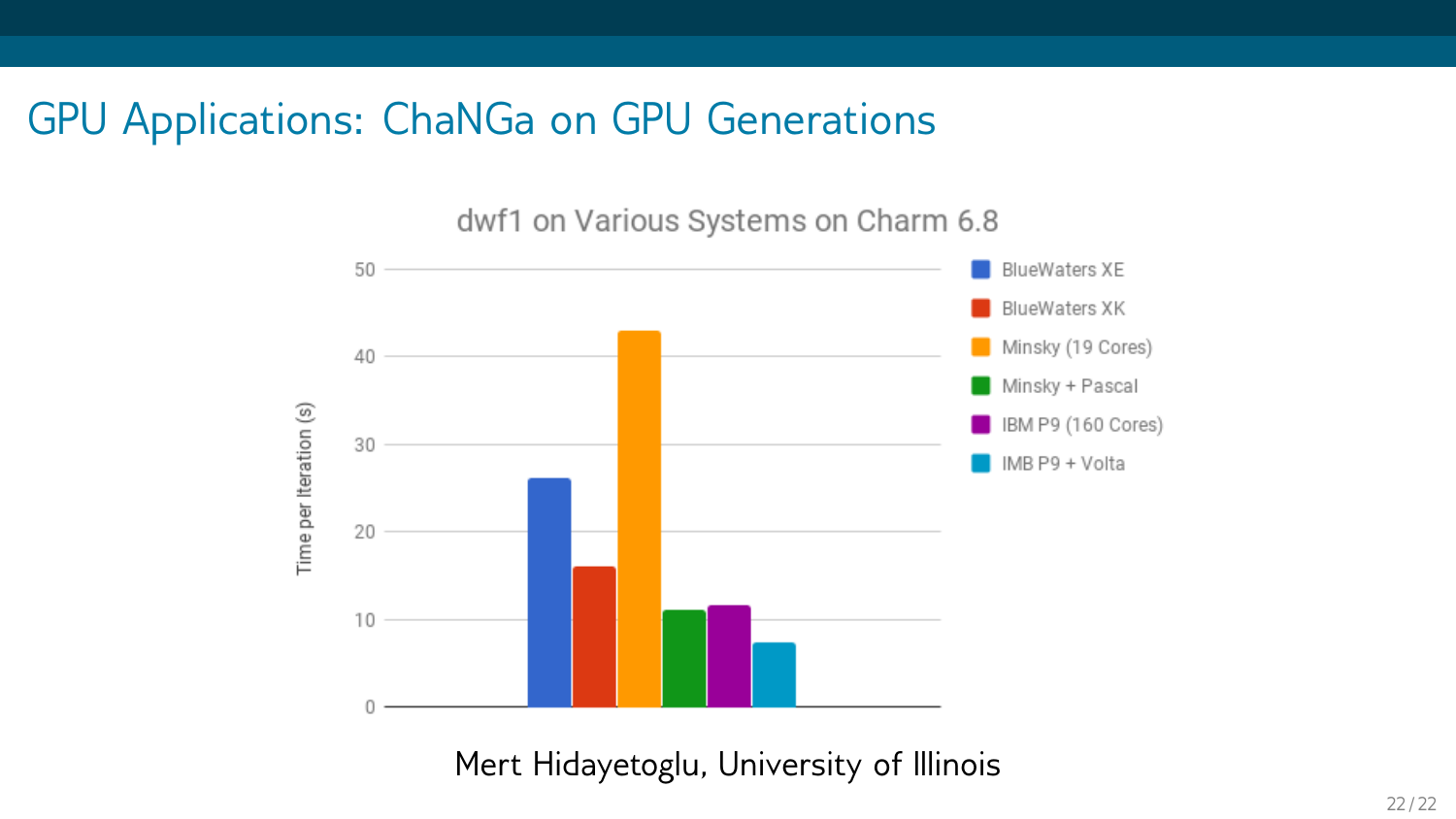# GPU Applications: ChaNGa on GPU Generations

dwf1 on Various Systems on Charm 6.8

Time per Iteration (s)

0
10
20
30
40
50

BlueWaters XE
BlueWaters XK
Minsky (19 Cores)
Minsky + Pascal
IBM P9 (160 Cores)
IMB P9 + Volta

Mert Hidayetoglu, University of Illinois